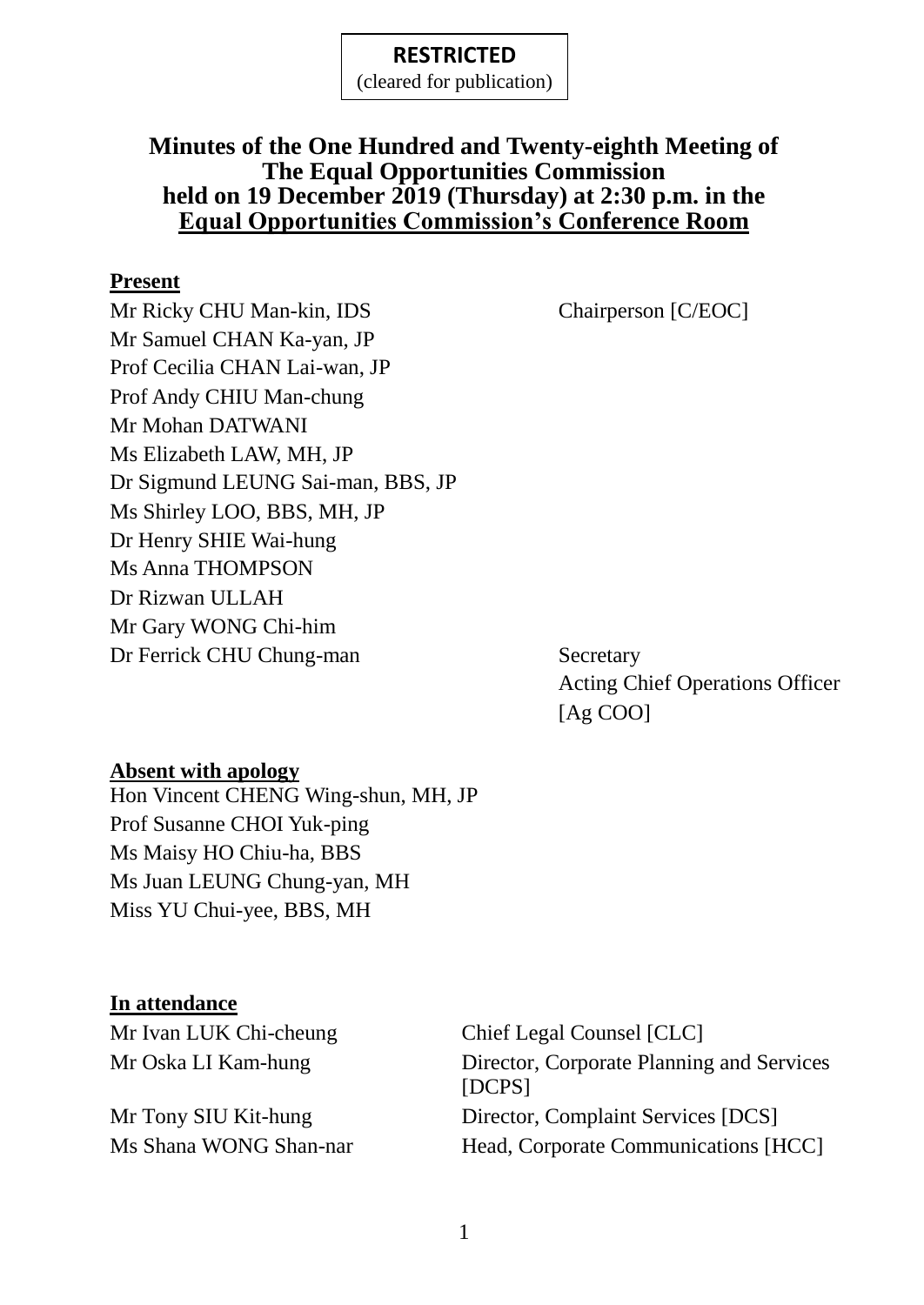**RESTRICTED**
(cleared for publication)

# Minutes of the One Hundred and Twenty-eighth Meeting of The Equal Opportunities Commission held on 19 December 2019 (Thursday) at 2:30 p.m. in the Equal Opportunities Commission's Conference Room

**Present**

| | |
|---|---|
| Mr Ricky CHU Man-kin, IDS | Chairperson [C/EOC] |
| Mr Samuel CHAN Ka-yan, JP | |
| Prof Cecilia CHAN Lai-wan, JP | |
| Prof Andy CHIU Man-chung | |
| Mr Mohan DATWANI | |
| Ms Elizabeth LAW, MH, JP | |
| Dr Sigmund LEUNG Sai-man, BBS, JP | |
| Ms Shirley LOO, BBS, MH, JP | |
| Dr Henry SHIE Wai-hung | |
| Ms Anna THOMPSON | |
| Dr Rizwan ULLAH | |
| Mr Gary WONG Chi-him | |
| Dr Ferrick CHU Chung-man | Secretary<br>Acting Chief Operations Officer [Ag COO] |

**Absent with apology**

Hon Vincent CHENG Wing-shun, MH, JP
Prof Susanne CHOI Yuk-ping
Ms Maisy HO Chiu-ha, BBS
Ms Juan LEUNG Chung-yan, MH
Miss YU Chui-yee, BBS, MH

**In attendance**

| | |
|---|---|
| Mr Ivan LUK Chi-cheung | Chief Legal Counsel [CLC] |
| Mr Oska LI Kam-hung | Director, Corporate Planning and Services [DCPS] |
| Mr Tony SIU Kit-hung | Director, Complaint Services [DCS] |
| Ms Shana WONG Shan-nar | Head, Corporate Communications [HCC] |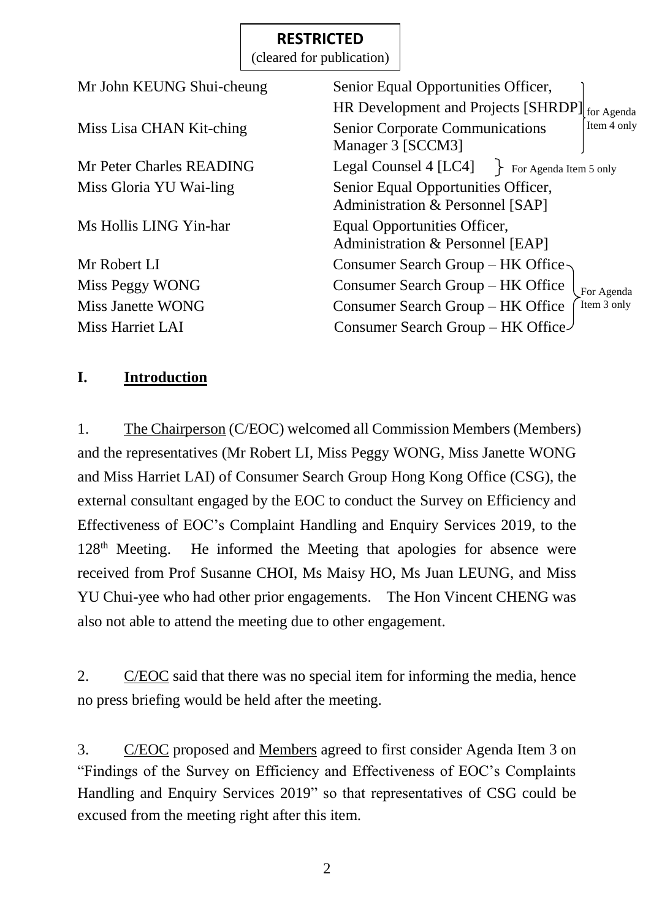**RESTRICTED**
(cleared for publication)

| | | |
|---|---|---|
| Mr John KEUNG Shui-cheung | Senior Equal Opportunities Officer, HR Development and Projects [SHRDP] | for Agenda Item 4 only |
| Miss Lisa CHAN Kit-ching | Senior Corporate Communications Manager 3 [SCCM3] | for Agenda Item 4 only |
| Mr Peter Charles READING | Legal Counsel 4 [LC4] | For Agenda Item 5 only |
| Miss Gloria YU Wai-ling | Senior Equal Opportunities Officer, Administration & Personnel [SAP] | |
| Ms Hollis LING Yin-har | Equal Opportunities Officer, Administration & Personnel [EAP] | |
| Mr Robert LI | Consumer Search Group – HK Office | For Agenda Item 3 only |
| Miss Peggy WONG | Consumer Search Group – HK Office | For Agenda Item 3 only |
| Miss Janette WONG | Consumer Search Group – HK Office | For Agenda Item 3 only |
| Miss Harriet LAI | Consumer Search Group – HK Office | For Agenda Item 3 only |

## I. Introduction

1. The Chairperson (C/EOC) welcomed all Commission Members (Members) and the representatives (Mr Robert LI, Miss Peggy WONG, Miss Janette WONG and Miss Harriet LAI) of Consumer Search Group Hong Kong Office (CSG), the external consultant engaged by the EOC to conduct the Survey on Efficiency and Effectiveness of EOC's Complaint Handling and Enquiry Services 2019, to the 128th Meeting. He informed the Meeting that apologies for absence were received from Prof Susanne CHOI, Ms Maisy HO, Ms Juan LEUNG, and Miss YU Chui-yee who had other prior engagements. The Hon Vincent CHENG was also not able to attend the meeting due to other engagement.

2. C/EOC said that there was no special item for informing the media, hence no press briefing would be held after the meeting.

3. C/EOC proposed and Members agreed to first consider Agenda Item 3 on "Findings of the Survey on Efficiency and Effectiveness of EOC's Complaints Handling and Enquiry Services 2019" so that representatives of CSG could be excused from the meeting right after this item.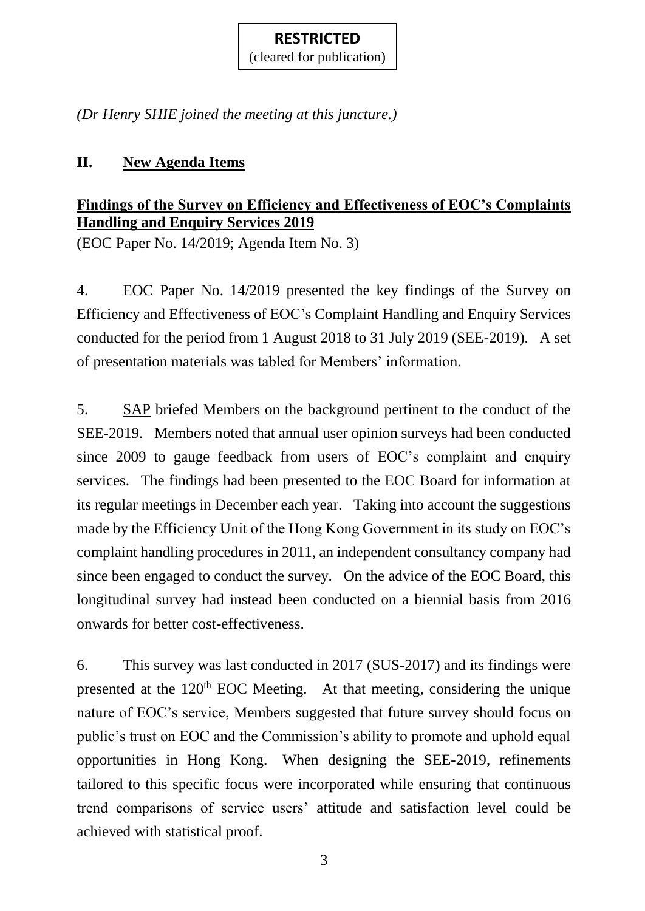**RESTRICTED**
(cleared for publication)

*(Dr Henry SHIE joined the meeting at this juncture.)*

## II. <u>New Agenda Items</u>

**<u>Findings of the Survey on Efficiency and Effectiveness of EOC's Complaints Handling and Enquiry Services 2019</u>**
(EOC Paper No. 14/2019; Agenda Item No. 3)

4. EOC Paper No. 14/2019 presented the key findings of the Survey on Efficiency and Effectiveness of EOC's Complaint Handling and Enquiry Services conducted for the period from 1 August 2018 to 31 July 2019 (SEE-2019). A set of presentation materials was tabled for Members' information.

5. <u>SAP</u> briefed Members on the background pertinent to the conduct of the SEE-2019. <u>Members</u> noted that annual user opinion surveys had been conducted since 2009 to gauge feedback from users of EOC's complaint and enquiry services. The findings had been presented to the EOC Board for information at its regular meetings in December each year. Taking into account the suggestions made by the Efficiency Unit of the Hong Kong Government in its study on EOC's complaint handling procedures in 2011, an independent consultancy company had since been engaged to conduct the survey. On the advice of the EOC Board, this longitudinal survey had instead been conducted on a biennial basis from 2016 onwards for better cost-effectiveness.

6. This survey was last conducted in 2017 (SUS-2017) and its findings were presented at the 120th EOC Meeting. At that meeting, considering the unique nature of EOC's service, Members suggested that future survey should focus on public's trust on EOC and the Commission's ability to promote and uphold equal opportunities in Hong Kong. When designing the SEE-2019, refinements tailored to this specific focus were incorporated while ensuring that continuous trend comparisons of service users' attitude and satisfaction level could be achieved with statistical proof.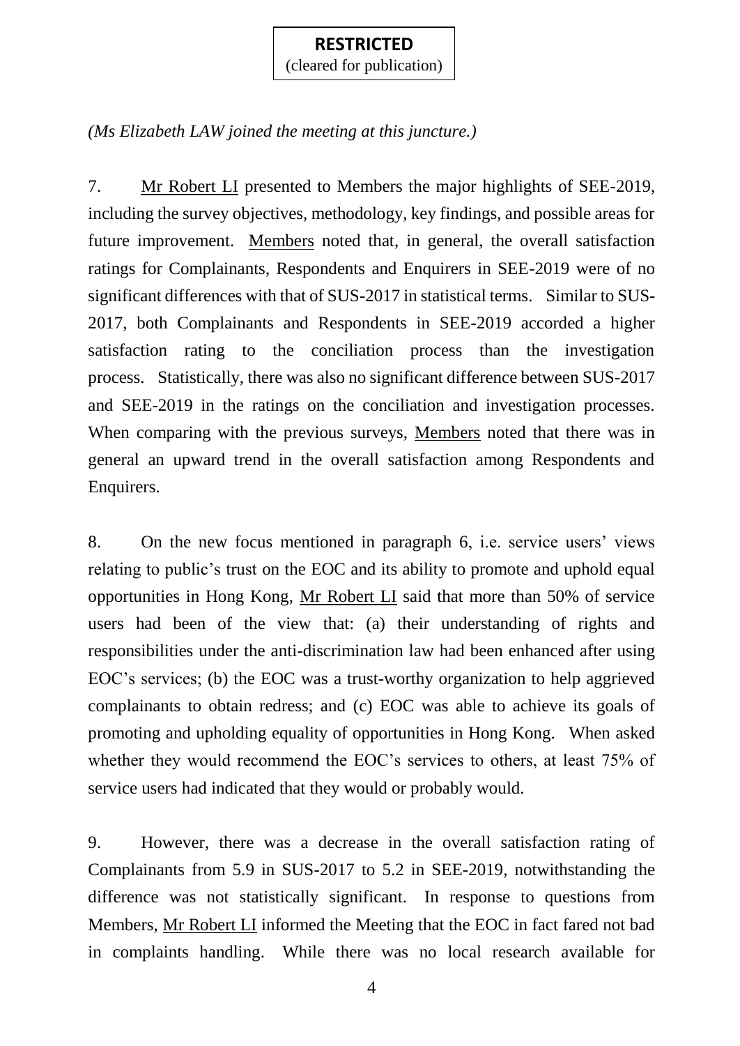**RESTRICTED**
(cleared for publication)

*(Ms Elizabeth LAW joined the meeting at this juncture.)*

7. Mr Robert LI presented to Members the major highlights of SEE-2019, including the survey objectives, methodology, key findings, and possible areas for future improvement. Members noted that, in general, the overall satisfaction ratings for Complainants, Respondents and Enquirers in SEE-2019 were of no significant differences with that of SUS-2017 in statistical terms. Similar to SUS-2017, both Complainants and Respondents in SEE-2019 accorded a higher satisfaction rating to the conciliation process than the investigation process. Statistically, there was also no significant difference between SUS-2017 and SEE-2019 in the ratings on the conciliation and investigation processes. When comparing with the previous surveys, Members noted that there was in general an upward trend in the overall satisfaction among Respondents and Enquirers.

8. On the new focus mentioned in paragraph 6, i.e. service users' views relating to public's trust on the EOC and its ability to promote and uphold equal opportunities in Hong Kong, Mr Robert LI said that more than 50% of service users had been of the view that: (a) their understanding of rights and responsibilities under the anti-discrimination law had been enhanced after using EOC's services; (b) the EOC was a trust-worthy organization to help aggrieved complainants to obtain redress; and (c) EOC was able to achieve its goals of promoting and upholding equality of opportunities in Hong Kong. When asked whether they would recommend the EOC's services to others, at least 75% of service users had indicated that they would or probably would.

9. However, there was a decrease in the overall satisfaction rating of Complainants from 5.9 in SUS-2017 to 5.2 in SEE-2019, notwithstanding the difference was not statistically significant. In response to questions from Members, Mr Robert LI informed the Meeting that the EOC in fact fared not bad in complaints handling. While there was no local research available for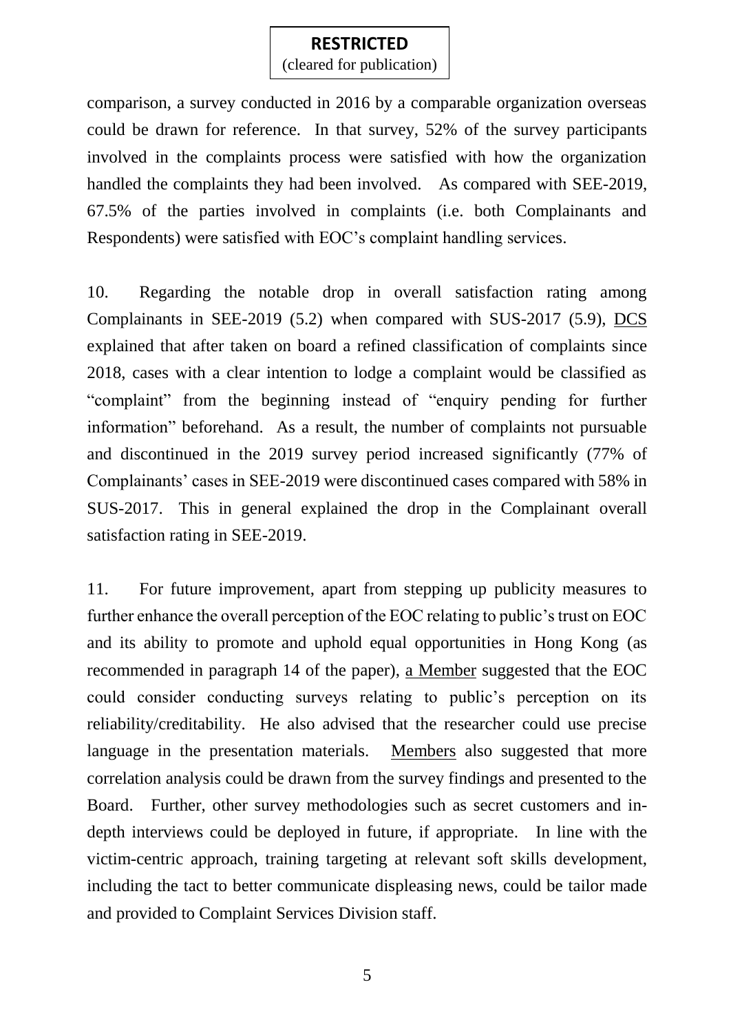comparison, a survey conducted in 2016 by a comparable organization overseas could be drawn for reference. In that survey, 52% of the survey participants involved in the complaints process were satisfied with how the organization handled the complaints they had been involved. As compared with SEE-2019, 67.5% of the parties involved in complaints (i.e. both Complainants and Respondents) were satisfied with EOC's complaint handling services.

10. Regarding the notable drop in overall satisfaction rating among Complainants in SEE-2019 (5.2) when compared with SUS-2017 (5.9), DCS explained that after taken on board a refined classification of complaints since 2018, cases with a clear intention to lodge a complaint would be classified as "complaint" from the beginning instead of "enquiry pending for further information" beforehand. As a result, the number of complaints not pursuable and discontinued in the 2019 survey period increased significantly (77% of Complainants' cases in SEE-2019 were discontinued cases compared with 58% in SUS-2017. This in general explained the drop in the Complainant overall satisfaction rating in SEE-2019.

11. For future improvement, apart from stepping up publicity measures to further enhance the overall perception of the EOC relating to public's trust on EOC and its ability to promote and uphold equal opportunities in Hong Kong (as recommended in paragraph 14 of the paper), a Member suggested that the EOC could consider conducting surveys relating to public's perception on its reliability/creditability. He also advised that the researcher could use precise language in the presentation materials. Members also suggested that more correlation analysis could be drawn from the survey findings and presented to the Board. Further, other survey methodologies such as secret customers and in-depth interviews could be deployed in future, if appropriate. In line with the victim-centric approach, training targeting at relevant soft skills development, including the tact to better communicate displeasing news, could be tailor made and provided to Complaint Services Division staff.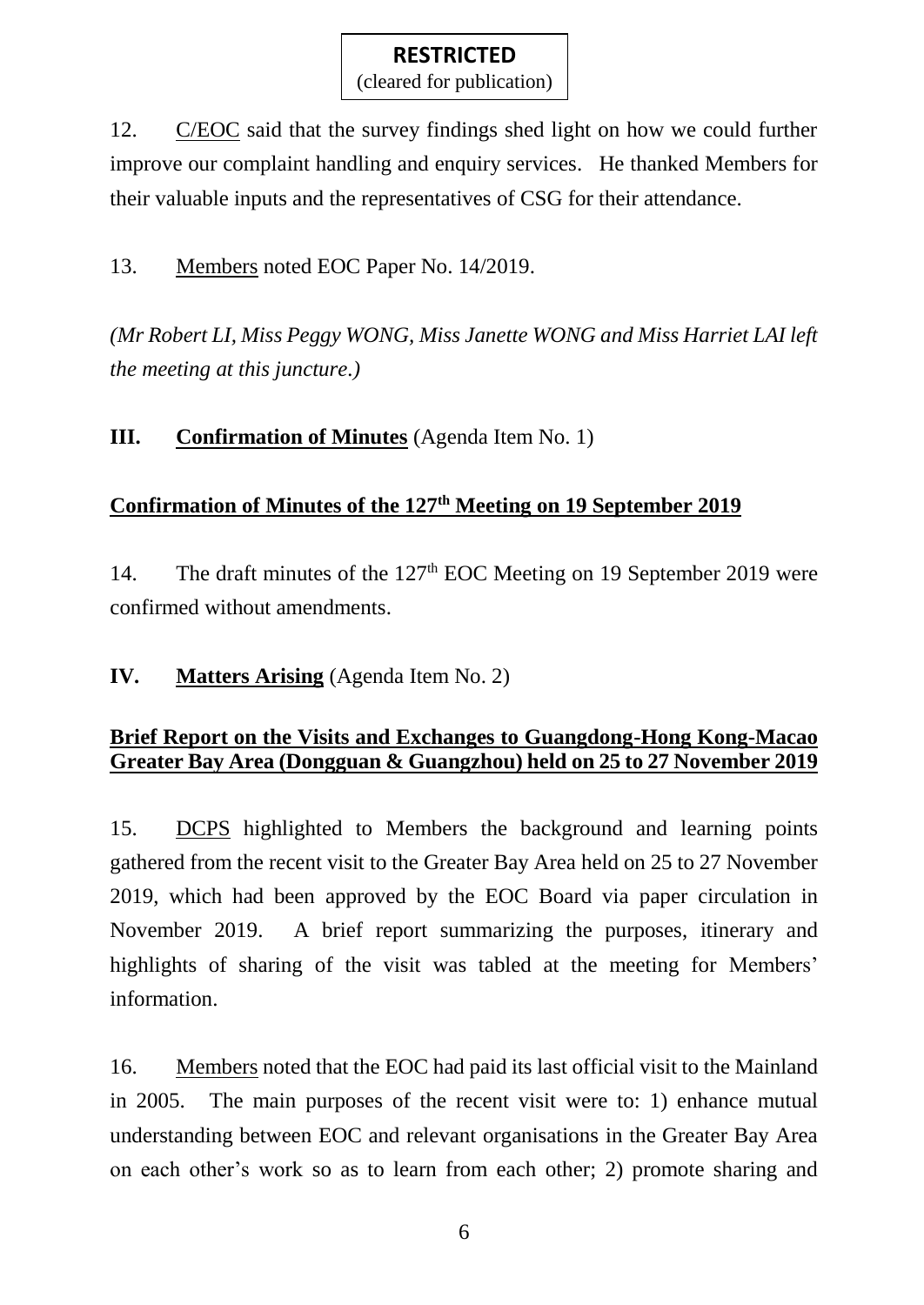**RESTRICTED**
(cleared for publication)

12. C/EOC said that the survey findings shed light on how we could further improve our complaint handling and enquiry services. He thanked Members for their valuable inputs and the representatives of CSG for their attendance.

13. Members noted EOC Paper No. 14/2019.

*(Mr Robert LI, Miss Peggy WONG, Miss Janette WONG and Miss Harriet LAI left the meeting at this juncture.)*

**III. Confirmation of Minutes** (Agenda Item No. 1)

**Confirmation of Minutes of the 127th Meeting on 19 September 2019**

14. The draft minutes of the 127th EOC Meeting on 19 September 2019 were confirmed without amendments.

**IV. Matters Arising** (Agenda Item No. 2)

**Brief Report on the Visits and Exchanges to Guangdong-Hong Kong-Macao Greater Bay Area (Dongguan & Guangzhou) held on 25 to 27 November 2019**

15. DCPS highlighted to Members the background and learning points gathered from the recent visit to the Greater Bay Area held on 25 to 27 November 2019, which had been approved by the EOC Board via paper circulation in November 2019. A brief report summarizing the purposes, itinerary and highlights of sharing of the visit was tabled at the meeting for Members' information.

16. Members noted that the EOC had paid its last official visit to the Mainland in 2005. The main purposes of the recent visit were to: 1) enhance mutual understanding between EOC and relevant organisations in the Greater Bay Area on each other's work so as to learn from each other; 2) promote sharing and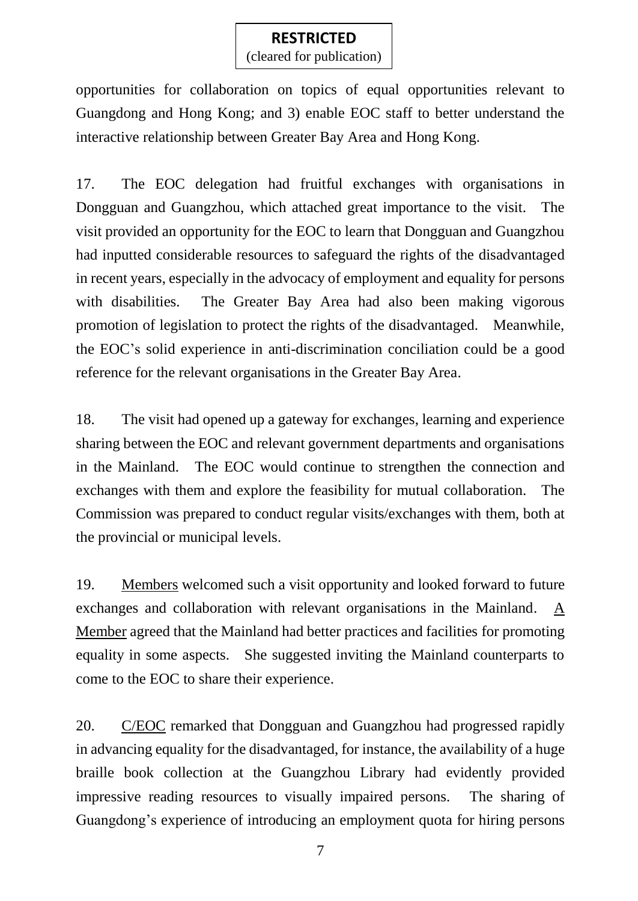opportunities for collaboration on topics of equal opportunities relevant to Guangdong and Hong Kong; and 3) enable EOC staff to better understand the interactive relationship between Greater Bay Area and Hong Kong.

17. The EOC delegation had fruitful exchanges with organisations in Dongguan and Guangzhou, which attached great importance to the visit. The visit provided an opportunity for the EOC to learn that Dongguan and Guangzhou had inputted considerable resources to safeguard the rights of the disadvantaged in recent years, especially in the advocacy of employment and equality for persons with disabilities. The Greater Bay Area had also been making vigorous promotion of legislation to protect the rights of the disadvantaged. Meanwhile, the EOC's solid experience in anti-discrimination conciliation could be a good reference for the relevant organisations in the Greater Bay Area.

18. The visit had opened up a gateway for exchanges, learning and experience sharing between the EOC and relevant government departments and organisations in the Mainland. The EOC would continue to strengthen the connection and exchanges with them and explore the feasibility for mutual collaboration. The Commission was prepared to conduct regular visits/exchanges with them, both at the provincial or municipal levels.

19. Members welcomed such a visit opportunity and looked forward to future exchanges and collaboration with relevant organisations in the Mainland. A Member agreed that the Mainland had better practices and facilities for promoting equality in some aspects. She suggested inviting the Mainland counterparts to come to the EOC to share their experience.

20. C/EOC remarked that Dongguan and Guangzhou had progressed rapidly in advancing equality for the disadvantaged, for instance, the availability of a huge braille book collection at the Guangzhou Library had evidently provided impressive reading resources to visually impaired persons. The sharing of Guangdong's experience of introducing an employment quota for hiring persons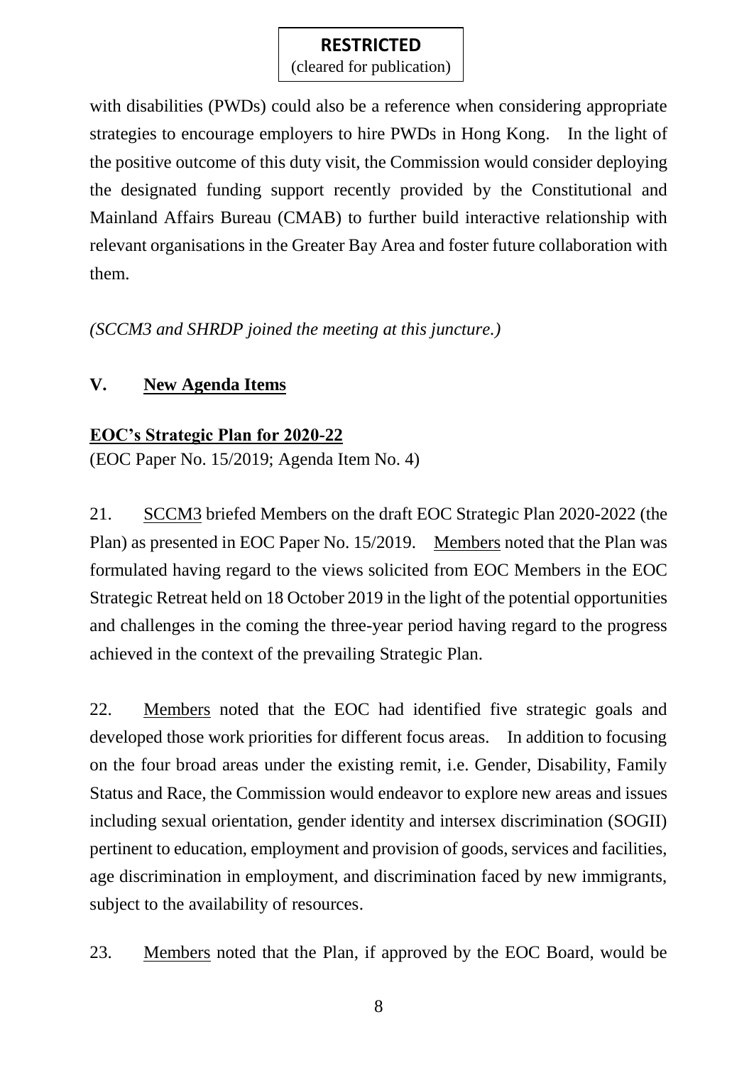with disabilities (PWDs) could also be a reference when considering appropriate strategies to encourage employers to hire PWDs in Hong Kong. In the light of the positive outcome of this duty visit, the Commission would consider deploying the designated funding support recently provided by the Constitutional and Mainland Affairs Bureau (CMAB) to further build interactive relationship with relevant organisations in the Greater Bay Area and foster future collaboration with them.

*(SCCM3 and SHRDP joined the meeting at this juncture.)*

## V. New Agenda Items

### EOC's Strategic Plan for 2020-22

(EOC Paper No. 15/2019; Agenda Item No. 4)

21. SCCM3 briefed Members on the draft EOC Strategic Plan 2020-2022 (the Plan) as presented in EOC Paper No. 15/2019. Members noted that the Plan was formulated having regard to the views solicited from EOC Members in the EOC Strategic Retreat held on 18 October 2019 in the light of the potential opportunities and challenges in the coming the three-year period having regard to the progress achieved in the context of the prevailing Strategic Plan.

22. Members noted that the EOC had identified five strategic goals and developed those work priorities for different focus areas. In addition to focusing on the four broad areas under the existing remit, i.e. Gender, Disability, Family Status and Race, the Commission would endeavor to explore new areas and issues including sexual orientation, gender identity and intersex discrimination (SOGII) pertinent to education, employment and provision of goods, services and facilities, age discrimination in employment, and discrimination faced by new immigrants, subject to the availability of resources.

23. Members noted that the Plan, if approved by the EOC Board, would be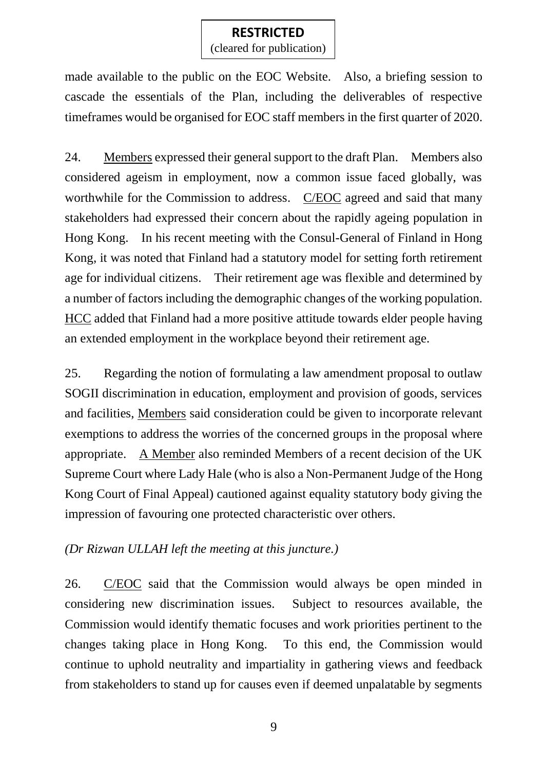made available to the public on the EOC Website. Also, a briefing session to cascade the essentials of the Plan, including the deliverables of respective timeframes would be organised for EOC staff members in the first quarter of 2020.

24. Members expressed their general support to the draft Plan. Members also considered ageism in employment, now a common issue faced globally, was worthwhile for the Commission to address. C/EOC agreed and said that many stakeholders had expressed their concern about the rapidly ageing population in Hong Kong. In his recent meeting with the Consul-General of Finland in Hong Kong, it was noted that Finland had a statutory model for setting forth retirement age for individual citizens. Their retirement age was flexible and determined by a number of factors including the demographic changes of the working population. HCC added that Finland had a more positive attitude towards elder people having an extended employment in the workplace beyond their retirement age.

25. Regarding the notion of formulating a law amendment proposal to outlaw SOGII discrimination in education, employment and provision of goods, services and facilities, Members said consideration could be given to incorporate relevant exemptions to address the worries of the concerned groups in the proposal where appropriate. A Member also reminded Members of a recent decision of the UK Supreme Court where Lady Hale (who is also a Non-Permanent Judge of the Hong Kong Court of Final Appeal) cautioned against equality statutory body giving the impression of favouring one protected characteristic over others.

*(Dr Rizwan ULLAH left the meeting at this juncture.)*

26. C/EOC said that the Commission would always be open minded in considering new discrimination issues. Subject to resources available, the Commission would identify thematic focuses and work priorities pertinent to the changes taking place in Hong Kong. To this end, the Commission would continue to uphold neutrality and impartiality in gathering views and feedback from stakeholders to stand up for causes even if deemed unpalatable by segments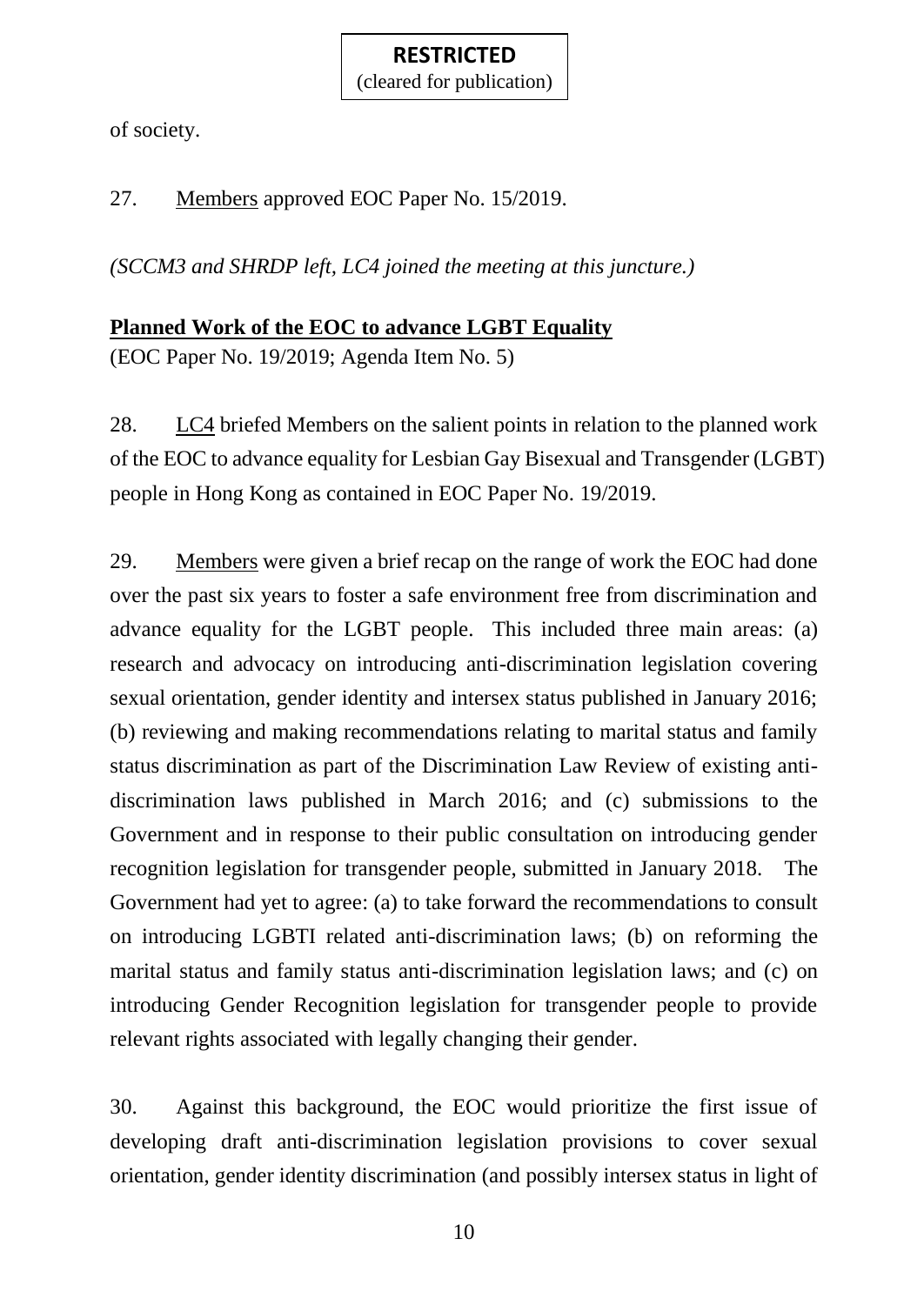of society.

27. Members approved EOC Paper No. 15/2019.

*(SCCM3 and SHRDP left, LC4 joined the meeting at this juncture.)*

**Planned Work of the EOC to advance LGBT Equality**
(EOC Paper No. 19/2019; Agenda Item No. 5)

28. LC4 briefed Members on the salient points in relation to the planned work of the EOC to advance equality for Lesbian Gay Bisexual and Transgender (LGBT) people in Hong Kong as contained in EOC Paper No. 19/2019.

29. Members were given a brief recap on the range of work the EOC had done over the past six years to foster a safe environment free from discrimination and advance equality for the LGBT people. This included three main areas: (a) research and advocacy on introducing anti-discrimination legislation covering sexual orientation, gender identity and intersex status published in January 2016; (b) reviewing and making recommendations relating to marital status and family status discrimination as part of the Discrimination Law Review of existing anti-discrimination laws published in March 2016; and (c) submissions to the Government and in response to their public consultation on introducing gender recognition legislation for transgender people, submitted in January 2018. The Government had yet to agree: (a) to take forward the recommendations to consult on introducing LGBTI related anti-discrimination laws; (b) on reforming the marital status and family status anti-discrimination legislation laws; and (c) on introducing Gender Recognition legislation for transgender people to provide relevant rights associated with legally changing their gender.

30. Against this background, the EOC would prioritize the first issue of developing draft anti-discrimination legislation provisions to cover sexual orientation, gender identity discrimination (and possibly intersex status in light of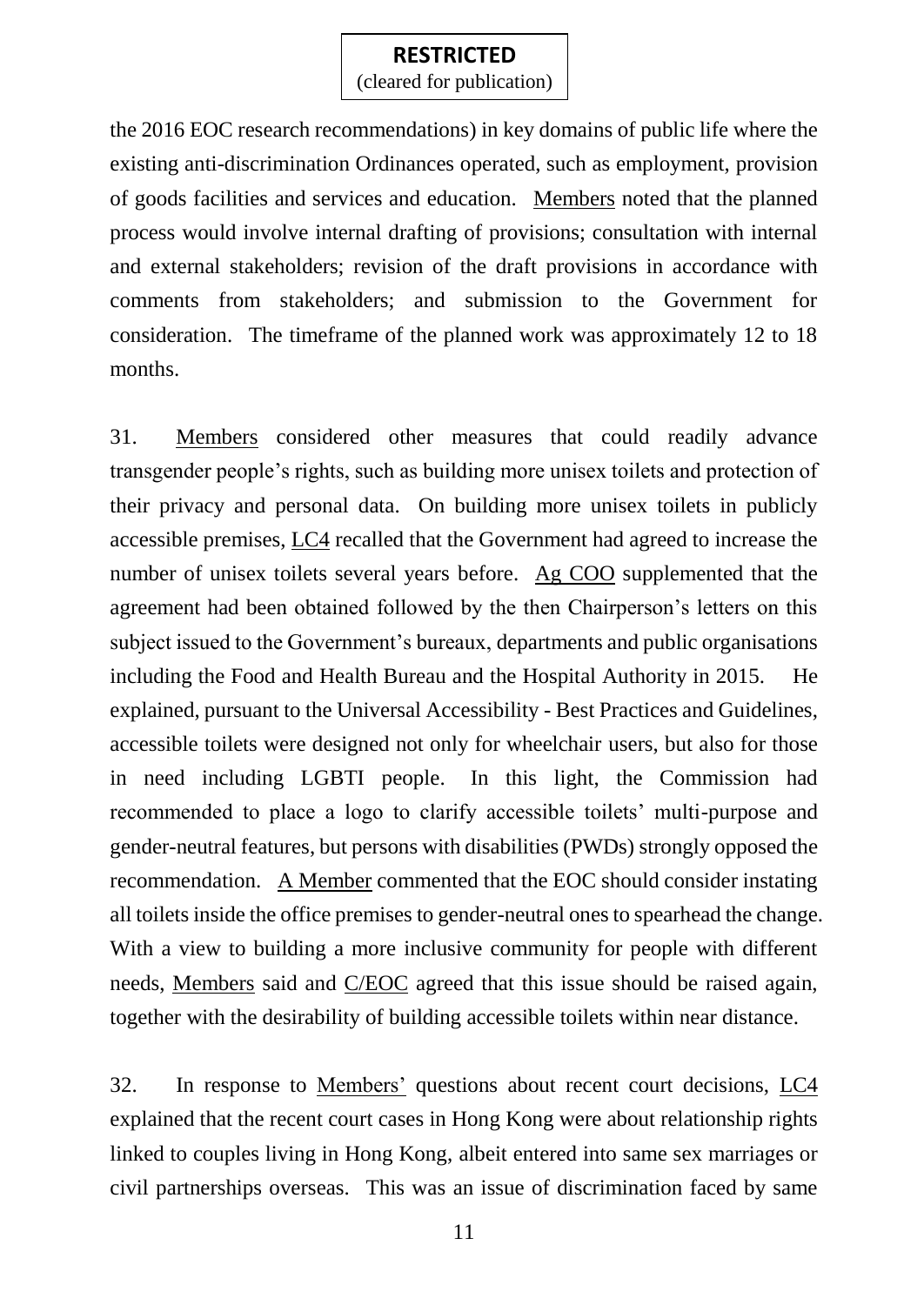the 2016 EOC research recommendations) in key domains of public life where the existing anti-discrimination Ordinances operated, such as employment, provision of goods facilities and services and education. Members noted that the planned process would involve internal drafting of provisions; consultation with internal and external stakeholders; revision of the draft provisions in accordance with comments from stakeholders; and submission to the Government for consideration. The timeframe of the planned work was approximately 12 to 18 months.

31. Members considered other measures that could readily advance transgender people's rights, such as building more unisex toilets and protection of their privacy and personal data. On building more unisex toilets in publicly accessible premises, LC4 recalled that the Government had agreed to increase the number of unisex toilets several years before. Ag COO supplemented that the agreement had been obtained followed by the then Chairperson's letters on this subject issued to the Government's bureaux, departments and public organisations including the Food and Health Bureau and the Hospital Authority in 2015. He explained, pursuant to the Universal Accessibility - Best Practices and Guidelines, accessible toilets were designed not only for wheelchair users, but also for those in need including LGBTI people. In this light, the Commission had recommended to place a logo to clarify accessible toilets' multi-purpose and gender-neutral features, but persons with disabilities (PWDs) strongly opposed the recommendation. A Member commented that the EOC should consider instating all toilets inside the office premises to gender-neutral ones to spearhead the change. With a view to building a more inclusive community for people with different needs, Members said and C/EOC agreed that this issue should be raised again, together with the desirability of building accessible toilets within near distance.

32. In response to Members' questions about recent court decisions, LC4 explained that the recent court cases in Hong Kong were about relationship rights linked to couples living in Hong Kong, albeit entered into same sex marriages or civil partnerships overseas. This was an issue of discrimination faced by same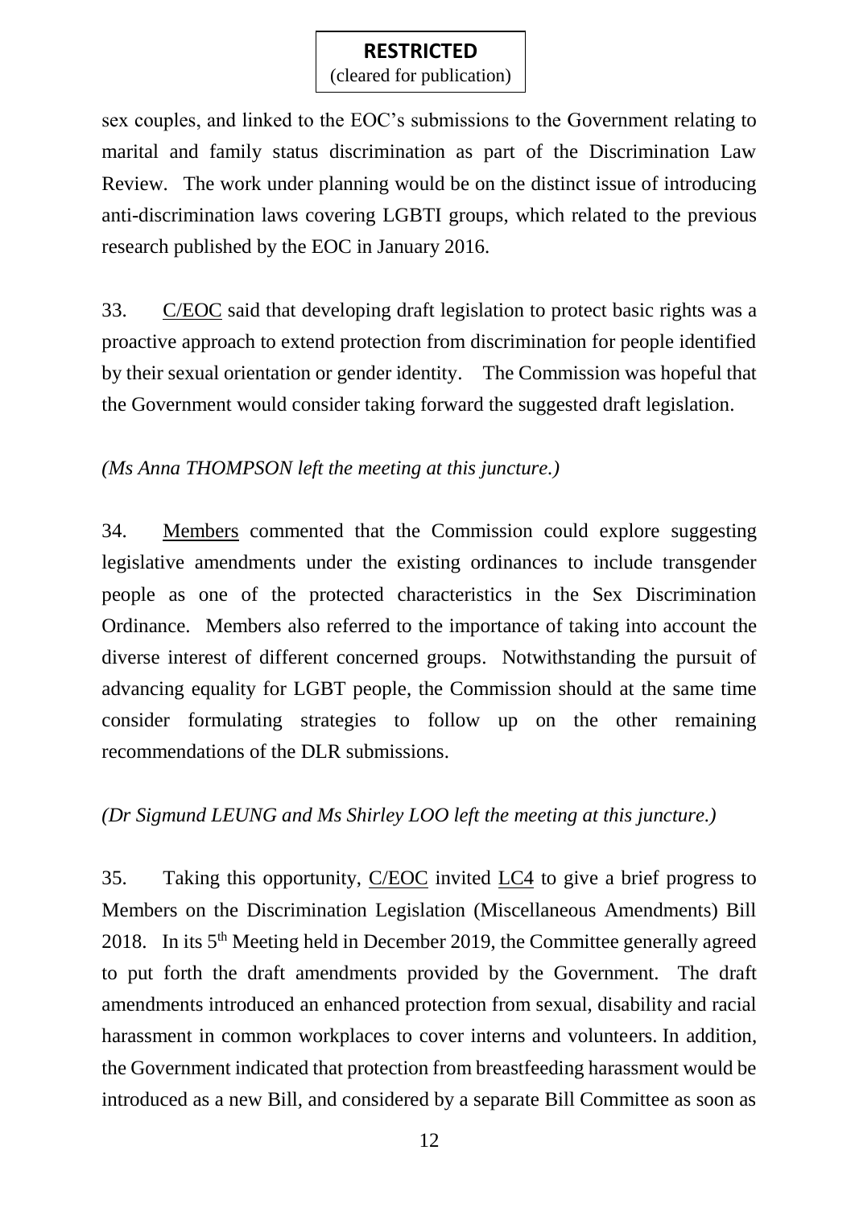sex couples, and linked to the EOC's submissions to the Government relating to marital and family status discrimination as part of the Discrimination Law Review. The work under planning would be on the distinct issue of introducing anti-discrimination laws covering LGBTI groups, which related to the previous research published by the EOC in January 2016.

33. C/EOC said that developing draft legislation to protect basic rights was a proactive approach to extend protection from discrimination for people identified by their sexual orientation or gender identity. The Commission was hopeful that the Government would consider taking forward the suggested draft legislation.

*(Ms Anna THOMPSON left the meeting at this juncture.)*

34. Members commented that the Commission could explore suggesting legislative amendments under the existing ordinances to include transgender people as one of the protected characteristics in the Sex Discrimination Ordinance. Members also referred to the importance of taking into account the diverse interest of different concerned groups. Notwithstanding the pursuit of advancing equality for LGBT people, the Commission should at the same time consider formulating strategies to follow up on the other remaining recommendations of the DLR submissions.

*(Dr Sigmund LEUNG and Ms Shirley LOO left the meeting at this juncture.)*

35. Taking this opportunity, C/EOC invited LC4 to give a brief progress to Members on the Discrimination Legislation (Miscellaneous Amendments) Bill 2018. In its 5th Meeting held in December 2019, the Committee generally agreed to put forth the draft amendments provided by the Government. The draft amendments introduced an enhanced protection from sexual, disability and racial harassment in common workplaces to cover interns and volunteers. In addition, the Government indicated that protection from breastfeeding harassment would be introduced as a new Bill, and considered by a separate Bill Committee as soon as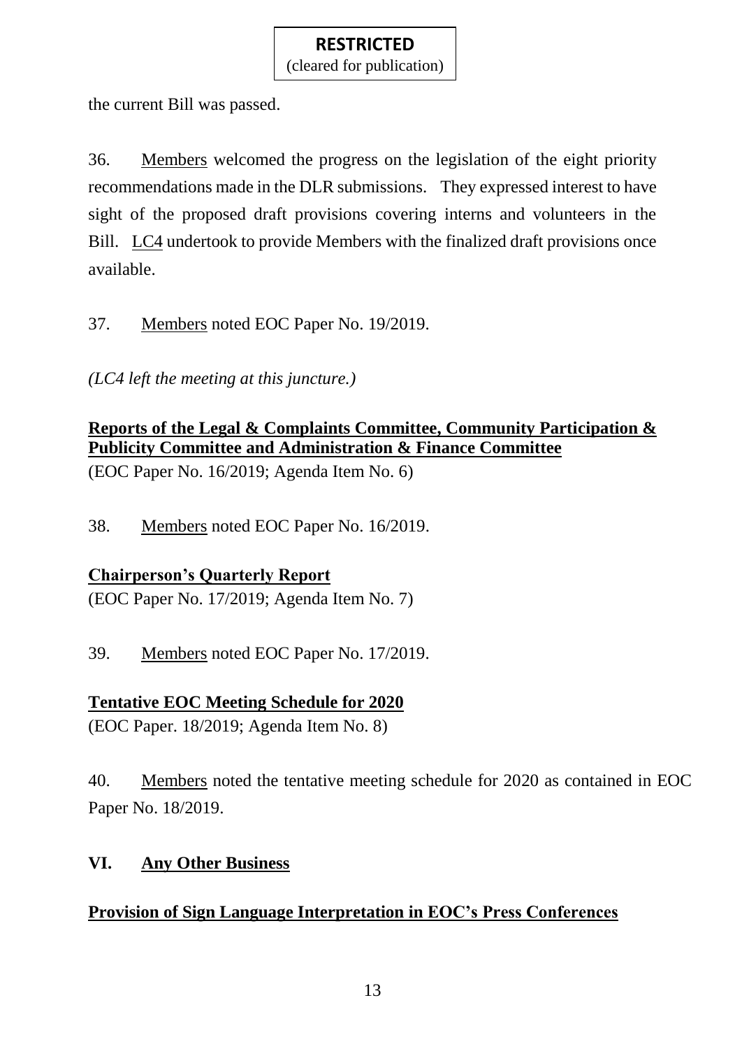the current Bill was passed.

36. Members welcomed the progress on the legislation of the eight priority recommendations made in the DLR submissions. They expressed interest to have sight of the proposed draft provisions covering interns and volunteers in the Bill. LC4 undertook to provide Members with the finalized draft provisions once available.

37. Members noted EOC Paper No. 19/2019.

*(LC4 left the meeting at this juncture.)*

**Reports of the Legal & Complaints Committee, Community Participation & Publicity Committee and Administration & Finance Committee**

(EOC Paper No. 16/2019; Agenda Item No. 6)

38. Members noted EOC Paper No. 16/2019.

**Chairperson's Quarterly Report**

(EOC Paper No. 17/2019; Agenda Item No. 7)

39. Members noted EOC Paper No. 17/2019.

**Tentative EOC Meeting Schedule for 2020**

(EOC Paper. 18/2019; Agenda Item No. 8)

40. Members noted the tentative meeting schedule for 2020 as contained in EOC Paper No. 18/2019.

## VI. Any Other Business

**Provision of Sign Language Interpretation in EOC's Press Conferences**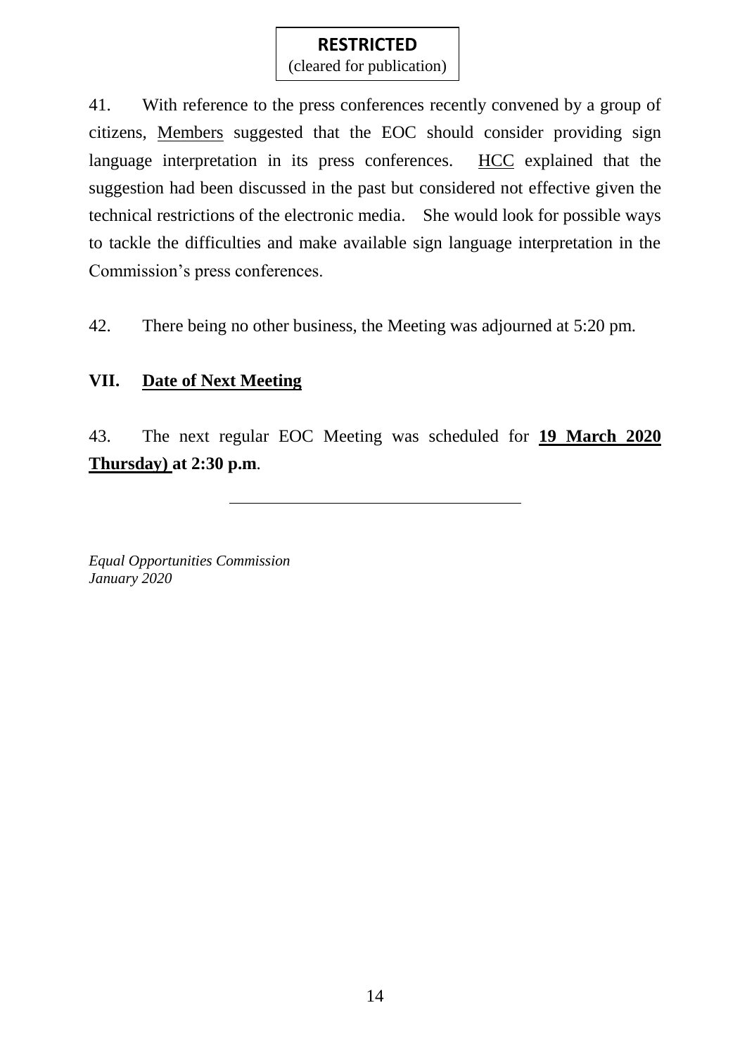**RESTRICTED**
(cleared for publication)

41. With reference to the press conferences recently convened by a group of citizens, Members suggested that the EOC should consider providing sign language interpretation in its press conferences. HCC explained that the suggestion had been discussed in the past but considered not effective given the technical restrictions of the electronic media. She would look for possible ways to tackle the difficulties and make available sign language interpretation in the Commission's press conferences.

42. There being no other business, the Meeting was adjourned at 5:20 pm.

## VII. Date of Next Meeting

43. The next regular EOC Meeting was scheduled for **19 March 2020 Thursday) at 2:30 p.m**.

---

*Equal Opportunities Commission*
*January 2020*